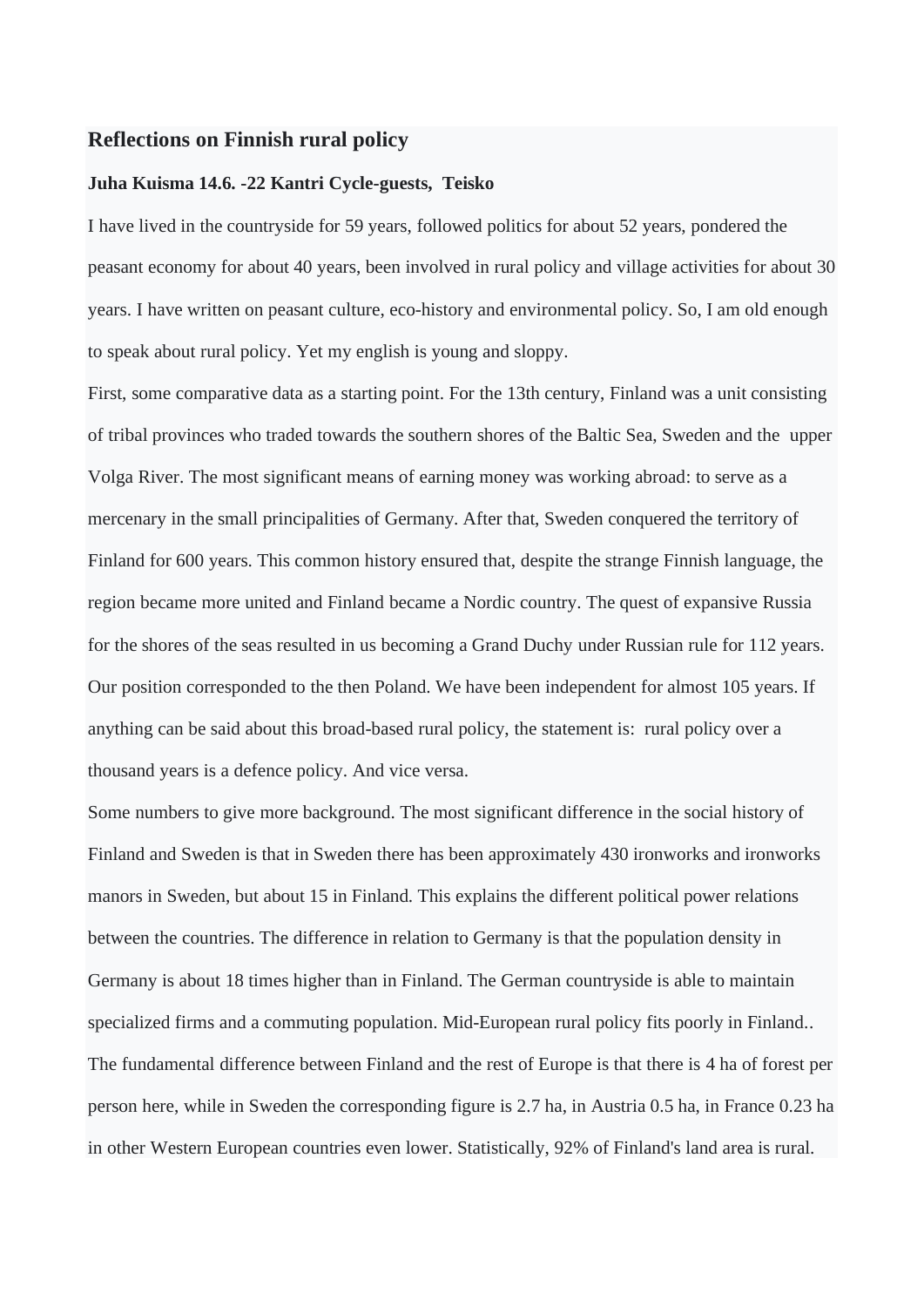## Reflections on Finnish rural policy

**Juha Kuisma 14.6. -22 Kantri Cycle-guests, Teisko**

I have lived in the countryside for 59 years, followed politics for about 52 years, pondered the peasant economy for about 40 years, been involved in rural policy and village activities for about 30 years. I have written on peasant culture, eco-history and environmental policy. So, I am old enough to speak about rural policy. Yet my english is young and sloppy.

First, some comparative data as a starting point. For the 13th century, Finland was a unit consisting of tribal provinces who traded towards the southern shores of the Baltic Sea, Sweden and the upper Volga River. The most significant means of earning money was working abroad: to serve as a mercenary in the small principalities of Germany. After that, Sweden conquered the territory of Finland for 600 years. This common history ensured that, despite the strange Finnish language, the region became more united and Finland became a Nordic country. The quest of expansive Russia for the shores of the seas resulted in us becoming a Grand Duchy under Russian rule for 112 years. Our position corresponded to the then Poland. We have been independent for almost 105 years. If anything can be said about this broad-based rural policy, the statement is: rural policy over a thousand years is a defence policy. And vice versa.

Some numbers to give more background. The most significant difference in the social history of Finland and Sweden is that in Sweden there has been approximately 430 ironworks and ironworks manors in Sweden, but about 15 in Finland. This explains the different political power relations between the countries. The difference in relation to Germany is that the population density in Germany is about 18 times higher than in Finland. The German countryside is able to maintain specialized firms and a commuting population. Mid-European rural policy fits poorly in Finland.. The fundamental difference between Finland and the rest of Europe is that there is 4 ha of forest per person here, while in Sweden the corresponding figure is 2.7 ha, in Austria 0.5 ha, in France 0.23 ha in other Western European countries even lower. Statistically, 92% of Finland's land area is rural.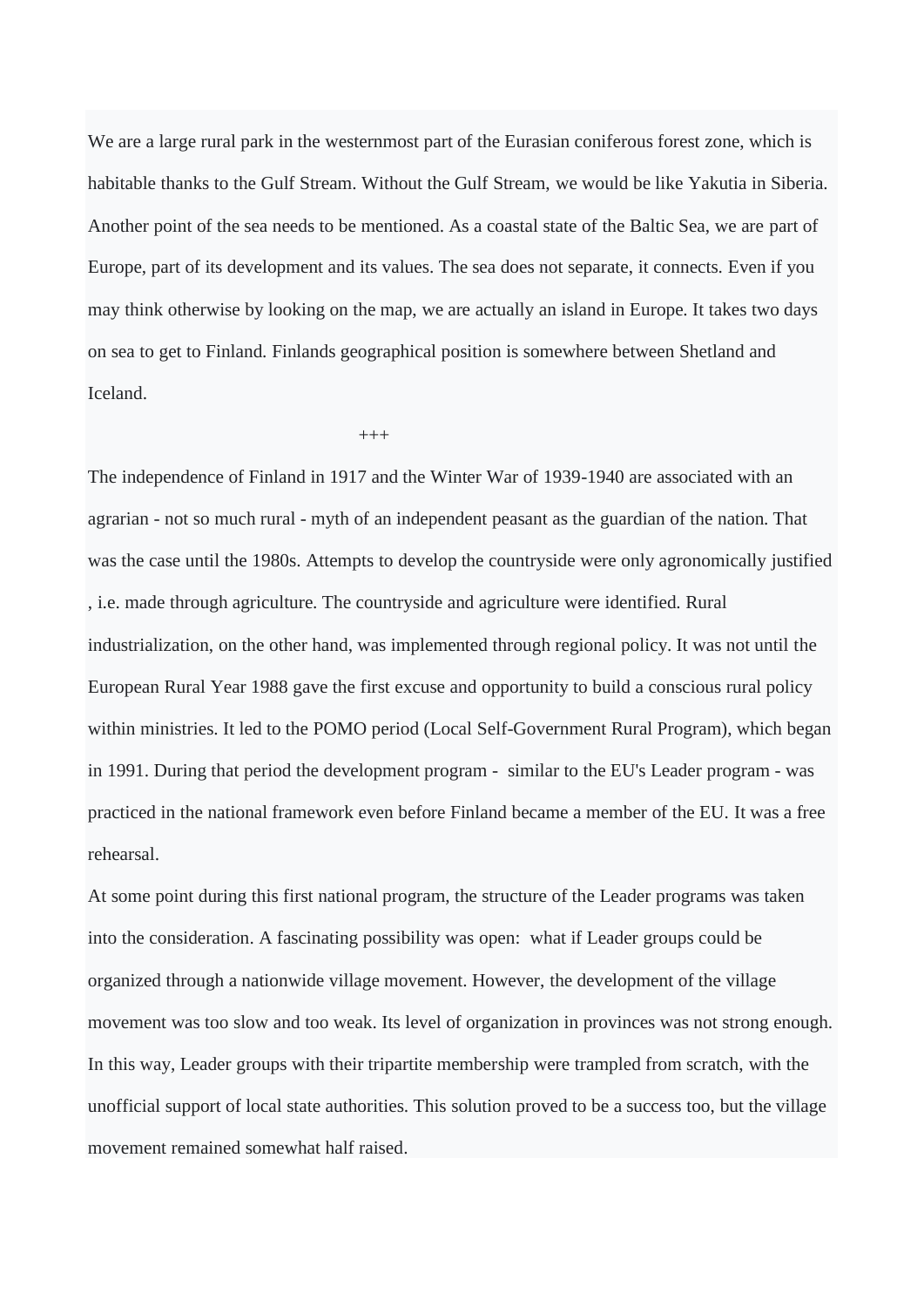We are a large rural park in the westernmost part of the Eurasian coniferous forest zone, which is habitable thanks to the Gulf Stream. Without the Gulf Stream, we would be like Yakutia in Siberia. Another point of the sea needs to be mentioned. As a coastal state of the Baltic Sea, we are part of Europe, part of its development and its values. The sea does not separate, it connects. Even if you may think otherwise by looking on the map, we are actually an island in Europe. It takes two days on sea to get to Finland. Finlands geographical position is somewhere between Shetland and Iceland.

+++

The independence of Finland in 1917 and the Winter War of 1939-1940 are associated with an agrarian - not so much rural - myth of an independent peasant as the guardian of the nation. That was the case until the 1980s. Attempts to develop the countryside were only agronomically justified , i.e. made through agriculture. The countryside and agriculture were identified. Rural industrialization, on the other hand, was implemented through regional policy. It was not until the European Rural Year 1988 gave the first excuse and opportunity to build a conscious rural policy within ministries. It led to the POMO period (Local Self-Government Rural Program), which began in 1991. During that period the development program - similar to the EU's Leader program - was practiced in the national framework even before Finland became a member of the EU. It was a free rehearsal.

At some point during this first national program, the structure of the Leader programs was taken into the consideration. A fascinating possibility was open: what if Leader groups could be organized through a nationwide village movement. However, the development of the village movement was too slow and too weak. Its level of organization in provinces was not strong enough. In this way, Leader groups with their tripartite membership were trampled from scratch, with the unofficial support of local state authorities. This solution proved to be a success too, but the village movement remained somewhat half raised.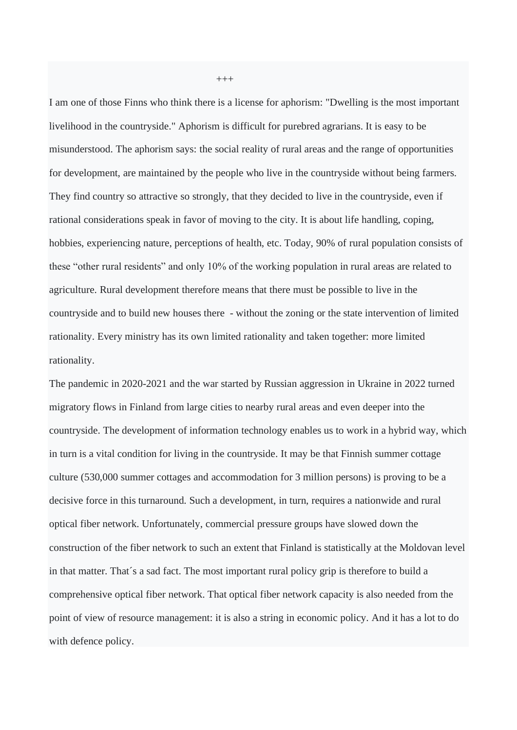+++

I am one of those Finns who think there is a license for aphorism: "Dwelling is the most important livelihood in the countryside." Aphorism is difficult for purebred agrarians. It is easy to be misunderstood. The aphorism says: the social reality of rural areas and the range of opportunities for development, are maintained by the people who live in the countryside without being farmers. They find country so attractive so strongly, that they decided to live in the countryside, even if rational considerations speak in favor of moving to the city. It is about life handling, coping, hobbies, experiencing nature, perceptions of health, etc. Today, 90% of rural population consists of these "other rural residents" and only 10% of the working population in rural areas are related to agriculture. Rural development therefore means that there must be possible to live in the countryside and to build new houses there - without the zoning or the state intervention of limited rationality. Every ministry has its own limited rationality and taken together: more limited rationality.

The pandemic in 2020-2021 and the war started by Russian aggression in Ukraine in 2022 turned migratory flows in Finland from large cities to nearby rural areas and even deeper into the countryside. The development of information technology enables us to work in a hybrid way, which in turn is a vital condition for living in the countryside. It may be that Finnish summer cottage culture (530,000 summer cottages and accommodation for 3 million persons) is proving to be a decisive force in this turnaround. Such a development, in turn, requires a nationwide and rural optical fiber network. Unfortunately, commercial pressure groups have slowed down the construction of the fiber network to such an extent that Finland is statistically at the Moldovan level in that matter. That´s a sad fact. The most important rural policy grip is therefore to build a comprehensive optical fiber network. That optical fiber network capacity is also needed from the point of view of resource management: it is also a string in economic policy. And it has a lot to do with defence policy.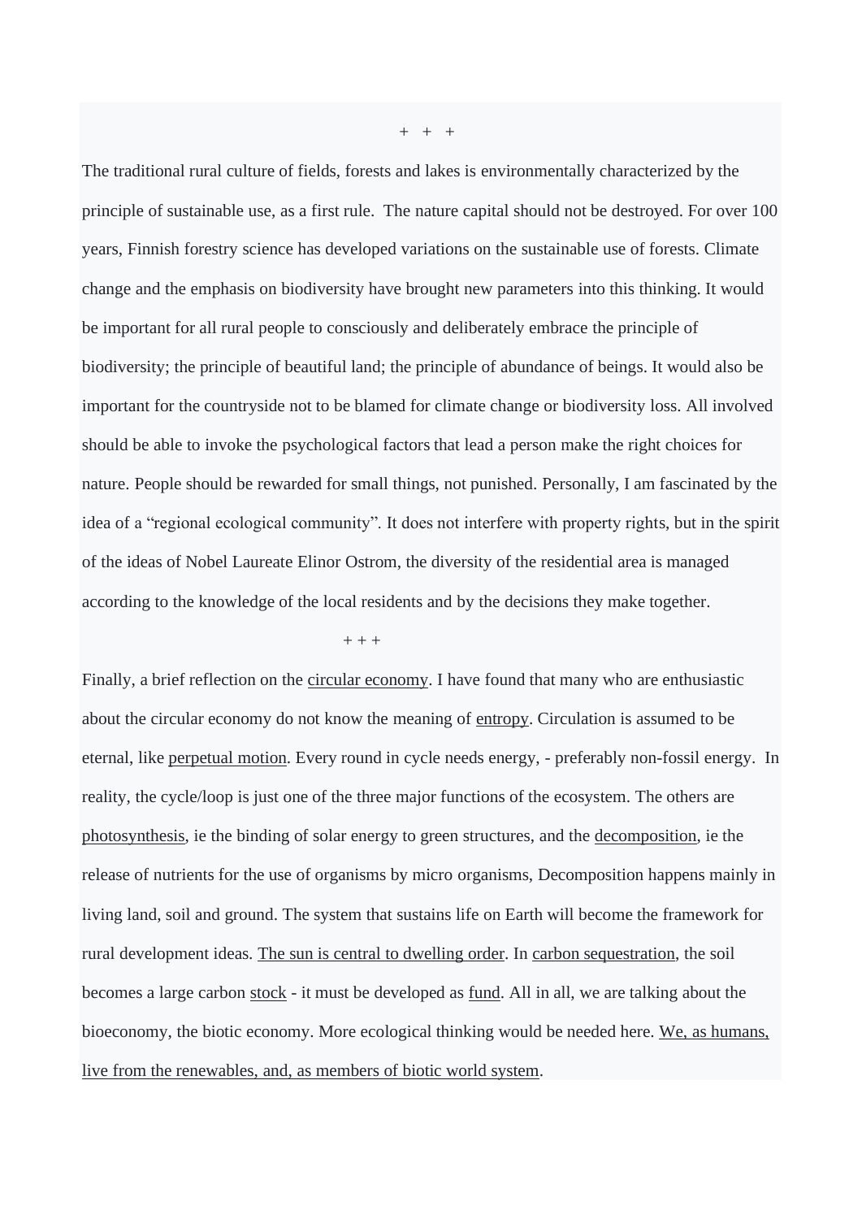\+ + +

The traditional rural culture of fields, forests and lakes is environmentally characterized by the principle of sustainable use, as a first rule. The nature capital should not be destroyed. For over 100 years, Finnish forestry science has developed variations on the sustainable use of forests. Climate change and the emphasis on biodiversity have brought new parameters into this thinking. It would be important for all rural people to consciously and deliberately embrace the principle of biodiversity; the principle of beautiful land; the principle of abundance of beings. It would also be important for the countryside not to be blamed for climate change or biodiversity loss. All involved should be able to invoke the psychological factors that lead a person make the right choices for nature. People should be rewarded for small things, not punished. Personally, I am fascinated by the idea of a "regional ecological community". It does not interfere with property rights, but in the spirit of the ideas of Nobel Laureate Elinor Ostrom, the diversity of the residential area is managed according to the knowledge of the local residents and by the decisions they make together.

\+ + +

Finally, a brief reflection on the circular economy. I have found that many who are enthusiastic about the circular economy do not know the meaning of entropy. Circulation is assumed to be eternal, like perpetual motion. Every round in cycle needs energy, - preferably non-fossil energy. In reality, the cycle/loop is just one of the three major functions of the ecosystem. The others are photosynthesis, ie the binding of solar energy to green structures, and the decomposition, ie the release of nutrients for the use of organisms by micro organisms, Decomposition happens mainly in living land, soil and ground. The system that sustains life on Earth will become the framework for rural development ideas. The sun is central to dwelling order. In carbon sequestration, the soil becomes a large carbon stock - it must be developed as fund. All in all, we are talking about the bioeconomy, the biotic economy. More ecological thinking would be needed here. We, as humans, live from the renewables, and, as members of biotic world system.